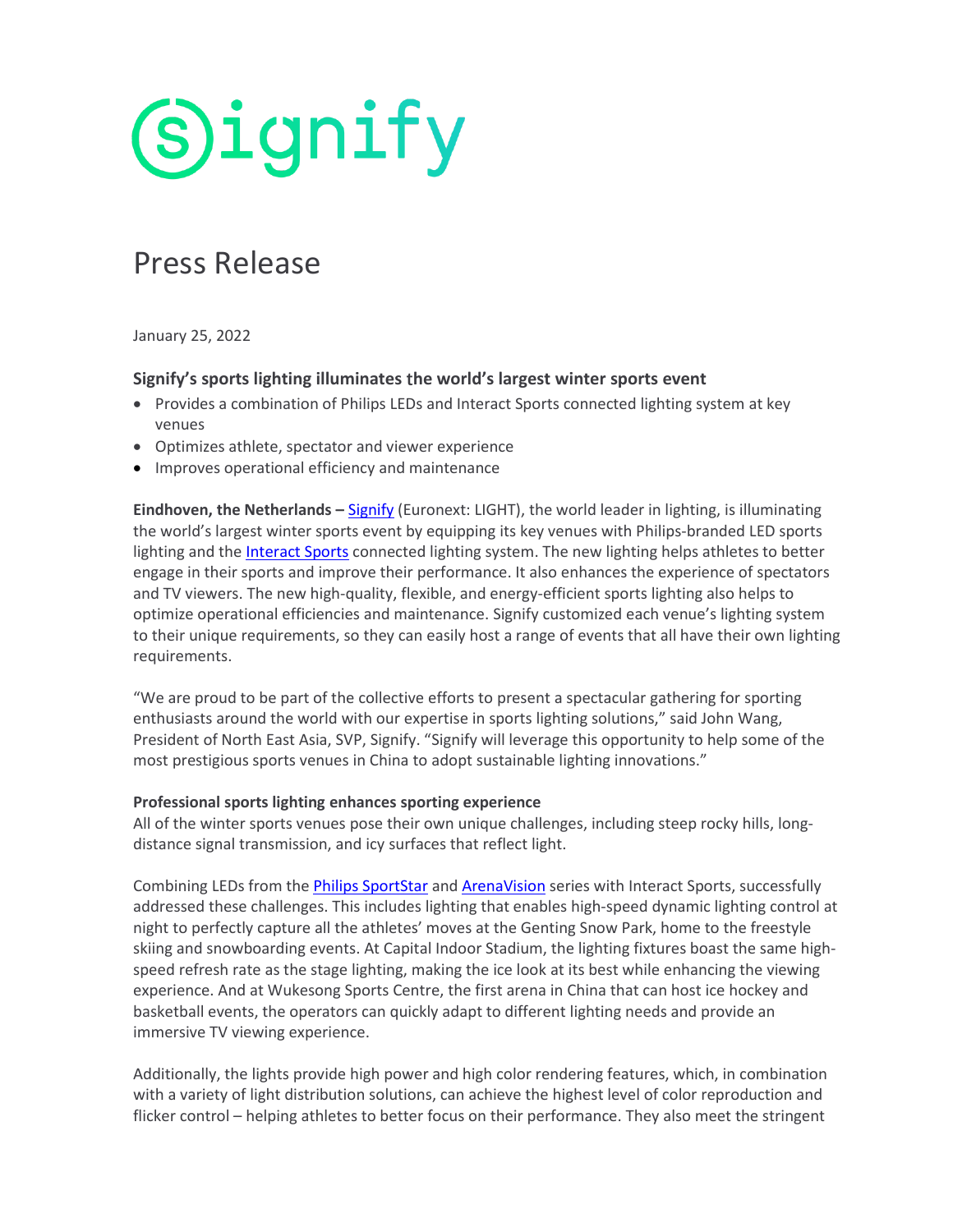# Press Release

January 25, 2022

**Signify's sports lighting illuminates the world's largest winter sports event**

- Provides a combination of Philips LEDs and Interact Sports connected lighting system at key venues
- Optimizes athlete, spectator and viewer experience
- Improves operational efficiency and maintenance

**Eindhoven, the Netherlands –** Signify (Euronext: LIGHT), the world leader in lighting, is illuminating the world's largest winter sports event by equipping its key venues with Philips-branded LED sports lighting and the Interact Sports connected lighting system. The new lighting helps athletes to better engage in their sports and improve their performance. It also enhances the experience of spectators and TV viewers. The new high-quality, flexible, and energy-efficient sports lighting also helps to optimize operational efficiencies and maintenance. Signify customized each venue's lighting system to their unique requirements, so they can easily host a range of events that all have their own lighting requirements.

"We are proud to be part of the collective efforts to present a spectacular gathering for sporting enthusiasts around the world with our expertise in sports lighting solutions," said John Wang, President of North East Asia, SVP, Signify. "Signify will leverage this opportunity to help some of the most prestigious sports venues in China to adopt sustainable lighting innovations."

**Professional sports lighting enhances sporting experience**

All of the winter sports venues pose their own unique challenges, including steep rocky hills, long-distance signal transmission, and icy surfaces that reflect light.

Combining LEDs from the Philips SportStar and ArenaVision series with Interact Sports, successfully addressed these challenges. This includes lighting that enables high-speed dynamic lighting control at night to perfectly capture all the athletes' moves at the Genting Snow Park, home to the freestyle skiing and snowboarding events. At Capital Indoor Stadium, the lighting fixtures boast the same high-speed refresh rate as the stage lighting, making the ice look at its best while enhancing the viewing experience. And at Wukesong Sports Centre, the first arena in China that can host ice hockey and basketball events, the operators can quickly adapt to different lighting needs and provide an immersive TV viewing experience.

Additionally, the lights provide high power and high color rendering features, which, in combination with a variety of light distribution solutions, can achieve the highest level of color reproduction and flicker control – helping athletes to better focus on their performance. They also meet the stringent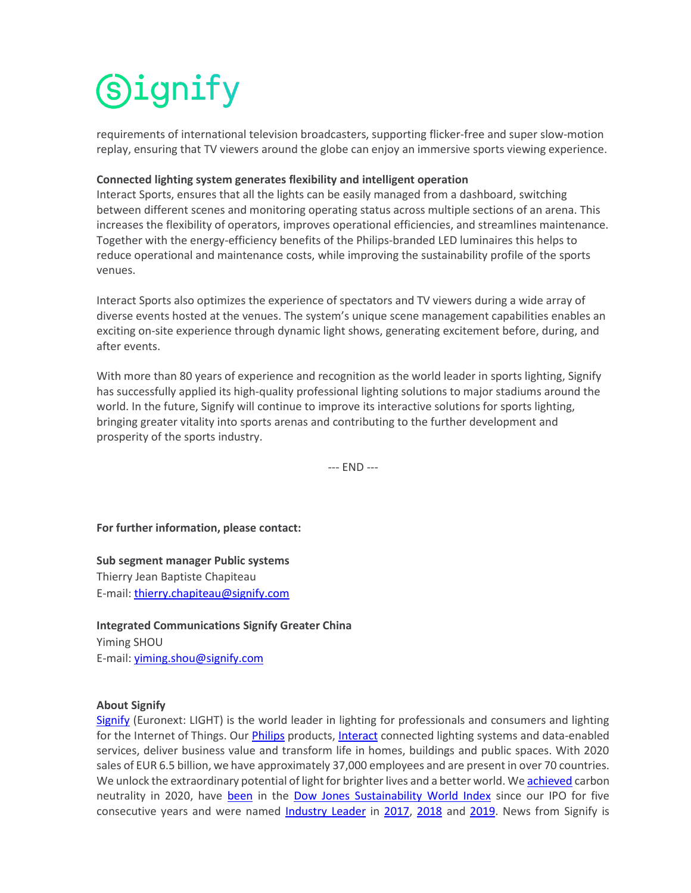requirements of international television broadcasters, supporting flicker-free and super slow-motion replay, ensuring that TV viewers around the globe can enjoy an immersive sports viewing experience.

**Connected lighting system generates flexibility and intelligent operation**

Interact Sports, ensures that all the lights can be easily managed from a dashboard, switching between different scenes and monitoring operating status across multiple sections of an arena. This increases the flexibility of operators, improves operational efficiencies, and streamlines maintenance. Together with the energy-efficiency benefits of the Philips-branded LED luminaires this helps to reduce operational and maintenance costs, while improving the sustainability profile of the sports venues.

Interact Sports also optimizes the experience of spectators and TV viewers during a wide array of diverse events hosted at the venues. The system's unique scene management capabilities enables an exciting on-site experience through dynamic light shows, generating excitement before, during, and after events.

With more than 80 years of experience and recognition as the world leader in sports lighting, Signify has successfully applied its high-quality professional lighting solutions to major stadiums around the world. In the future, Signify will continue to improve its interactive solutions for sports lighting, bringing greater vitality into sports arenas and contributing to the further development and prosperity of the sports industry.

--- END ---

**For further information, please contact:**

**Sub segment manager Public systems**
Thierry Jean Baptiste Chapiteau
E-mail: thierry.chapiteau@signify.com

**Integrated Communications Signify Greater China**
Yiming SHOU
E-mail: yiming.shou@signify.com

**About Signify**

Signify (Euronext: LIGHT) is the world leader in lighting for professionals and consumers and lighting for the Internet of Things. Our Philips products, Interact connected lighting systems and data-enabled services, deliver business value and transform life in homes, buildings and public spaces. With 2020 sales of EUR 6.5 billion, we have approximately 37,000 employees and are present in over 70 countries. We unlock the extraordinary potential of light for brighter lives and a better world. We achieved carbon neutrality in 2020, have been in the Dow Jones Sustainability World Index since our IPO for five consecutive years and were named Industry Leader in 2017, 2018 and 2019. News from Signify is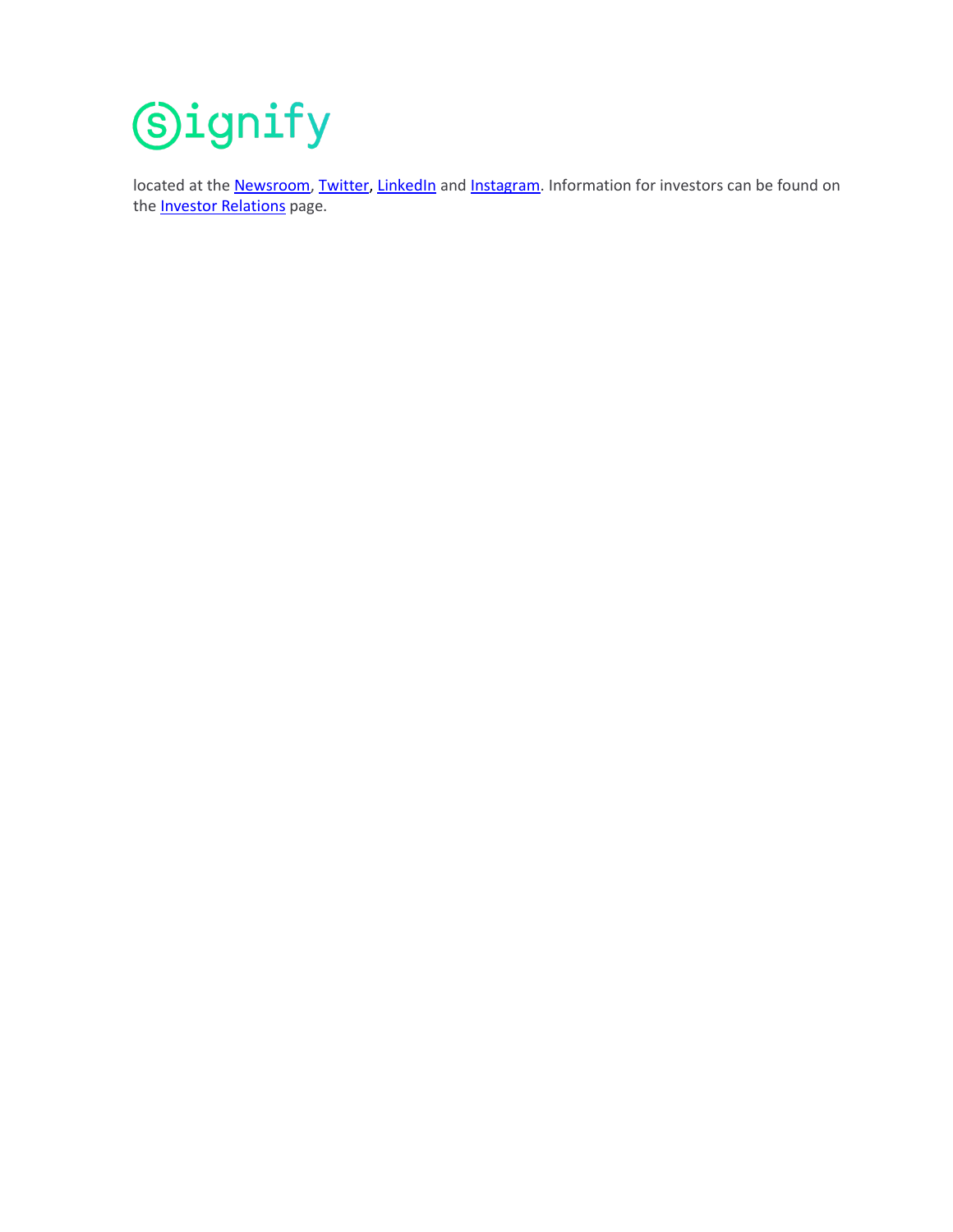located at the Newsroom, Twitter, LinkedIn and Instagram. Information for investors can be found on the Investor Relations page.